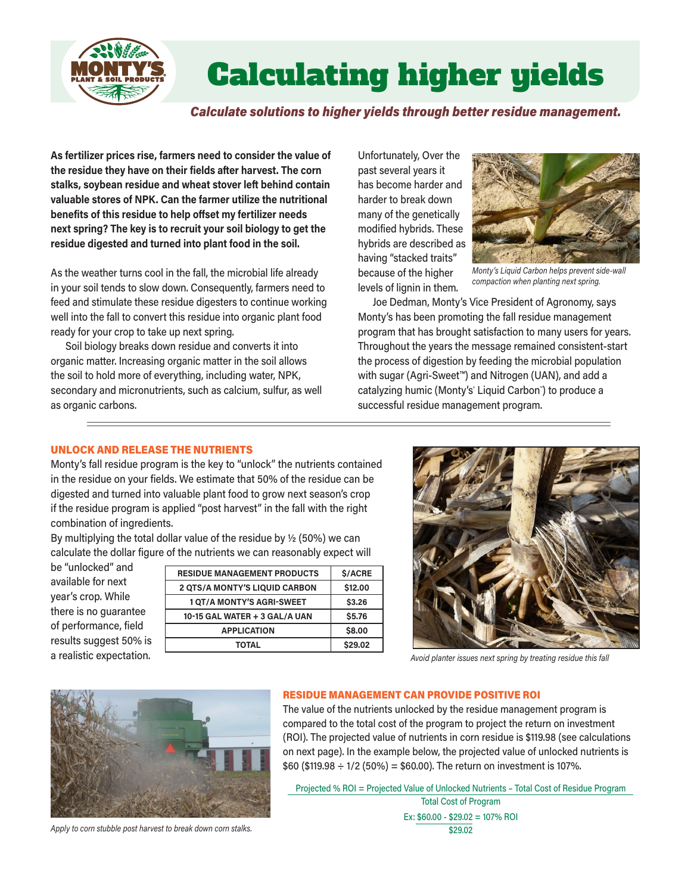# Calculating higher yields

***Calculate solutions to higher yields through better residue management.***

**As fertilizer prices rise, farmers need to consider the value of the residue they have on their fields after harvest. The corn stalks, soybean residue and wheat stover left behind contain valuable stores of NPK. Can the farmer utilize the nutritional benefits of this residue to help offset my fertilizer needs next spring? The key is to recruit your soil biology to get the residue digested and turned into plant food in the soil.**

As the weather turns cool in the fall, the microbial life already in your soil tends to slow down. Consequently, farmers need to feed and stimulate these residue digesters to continue working well into the fall to convert this residue into organic plant food ready for your crop to take up next spring.

Soil biology breaks down residue and converts it into organic matter. Increasing organic matter in the soil allows the soil to hold more of everything, including water, NPK, secondary and micronutrients, such as calcium, sulfur, as well as organic carbons.

Unfortunately, Over the past several years it has become harder and harder to break down many of the genetically modified hybrids. These hybrids are described as having "stacked traits" because of the higher levels of lignin in them.

*Monty's Liquid Carbon helps prevent side-wall compaction when planting next spring.*

Joe Dedman, Monty's Vice President of Agronomy, says Monty's has been promoting the fall residue management program that has brought satisfaction to many users for years. Throughout the years the message remained consistent-start the process of digestion by feeding the microbial population with sugar (Agri-Sweet™) and Nitrogen (UAN), and add a catalyzing humic (Monty's® Liquid Carbon™) to produce a successful residue management program.

## UNLOCK AND RELEASE THE NUTRIENTS

Monty's fall residue program is the key to "unlock" the nutrients contained in the residue on your fields. We estimate that 50% of the residue can be digested and turned into valuable plant food to grow next season's crop if the residue program is applied "post harvest" in the fall with the right combination of ingredients.

By multiplying the total dollar value of the residue by ½ (50%) we can calculate the dollar figure of the nutrients we can reasonably expect will be "unlocked" and available for next year's crop. While there is no guarantee of performance, field results suggest 50% is a realistic expectation.

| RESIDUE MANAGEMENT PRODUCTS | $/ACRE |
|---|---|
| 2 QTS/A MONTY'S LIQUID CARBON | $12.00 |
| 1 QT/A MONTY'S AGRI-SWEET | $3.26 |
| 10-15 GAL WATER + 3 GAL/A UAN | $5.76 |
| APPLICATION | $8.00 |
| TOTAL | $29.02 |

*Avoid planter issues next spring by treating residue this fall*

*Apply to corn stubble post harvest to break down corn stalks.*

## RESIDUE MANAGEMENT CAN PROVIDE POSITIVE ROI

The value of the nutrients unlocked by the residue management program is compared to the total cost of the program to project the return on investment (ROI). The projected value of nutrients in corn residue is $119.98 (see calculations on next page). In the example below, the projected value of unlocked nutrients is $60 ($119.98 ÷ 1/2 (50%) = $60.00). The return on investment is 107%.

$$\text{Projected \% ROI} = \frac{\text{Projected Value of Unlocked Nutrients} - \text{Total Cost of Residue Program}}{\text{Total Cost of Program}}$$

$$\text{Ex: } \frac{\$60.00 - \$29.02}{\$29.02} = 107\%\ \text{ROI}$$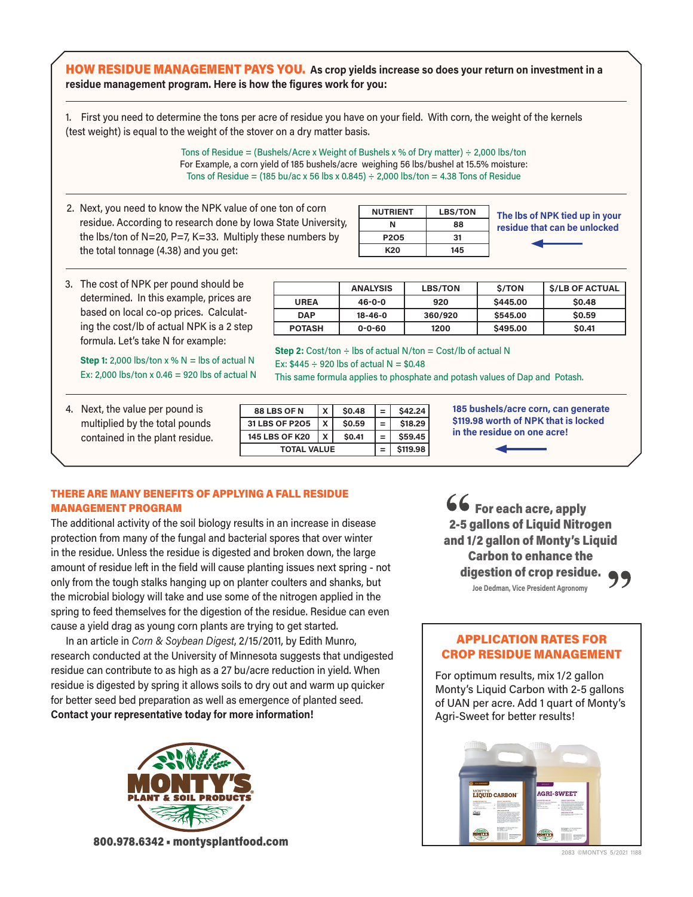## HOW RESIDUE MANAGEMENT PAYS YOU.

**As crop yields increase so does your return on investment in a residue management program. Here is how the figures work for you:**

1. First you need to determine the tons per acre of residue you have on your field. With corn, the weight of the kernels (test weight) is equal to the weight of the stover on a dry matter basis.

Tons of Residue = (Bushels/Acre x Weight of Bushels x % of Dry matter) ÷ 2,000 lbs/ton
For Example, a corn yield of 185 bushels/acre weighing 56 lbs/bushel at 15.5% moisture:
Tons of Residue = (185 bu/ac x 56 lbs x 0.845) ÷ 2,000 lbs/ton = 4.38 Tons of Residue

2. Next, you need to know the NPK value of one ton of corn residue. According to research done by Iowa State University, the lbs/ton of N=20, P=7, K=33. Multiply these numbers by the total tonnage (4.38) and you get:

| NUTRIENT | LBS/TON |
|---|---|
| N | 88 |
| P2O5 | 31 |
| K20 | 145 |

**The lbs of NPK tied up in your residue that can be unlocked**

3. The cost of NPK per pound should be determined. In this example, prices are based on local co-op prices. Calculating the cost/lb of actual NPK is a 2 step formula. Let's take N for example:

| | ANALYSIS | LBS/TON | $/TON | $/LB OF ACTUAL |
|---|---|---|---|---|
| UREA | 46-0-0 | 920 | $445.00 | $0.48 |
| DAP | 18-46-0 | 360/920 | $545.00 | $0.59 |
| POTASH | 0-0-60 | 1200 | $495.00 | $0.41 |

**Step 1:** 2,000 lbs/ton x % N = lbs of actual N
Ex: 2,000 lbs/ton x 0.46 = 920 lbs of actual N

**Step 2:** Cost/ton ÷ lbs of actual N/ton = Cost/lb of actual N
Ex: $445 ÷ 920 lbs of actual N = $0.48
This same formula applies to phosphate and potash values of Dap and Potash.

4. Next, the value per pound is multiplied by the total pounds contained in the plant residue.

| | | | | |
|---|---|---|---|---|
| 88 LBS OF N | X | $0.48 | = | $42.24 |
| 31 LBS OF P2O5 | X | $0.59 | = | $18.29 |
| 145 LBS OF K20 | X | $0.41 | = | $59.45 |
| TOTAL VALUE | | | = | $119.98 |

**185 bushels/acre corn, can generate $119.98 worth of NPK that is locked in the residue on one acre!**

## THERE ARE MANY BENEFITS OF APPLYING A FALL RESIDUE MANAGEMENT PROGRAM

The additional activity of the soil biology results in an increase in disease protection from many of the fungal and bacterial spores that over winter in the residue. Unless the residue is digested and broken down, the large amount of residue left in the field will cause planting issues next spring - not only from the tough stalks hanging up on planter coulters and shanks, but the microbial biology will take and use some of the nitrogen applied in the spring to feed themselves for the digestion of the residue. Residue can even cause a yield drag as young corn plants are trying to get started.

In an article in *Corn & Soybean Digest*, 2/15/2011, by Edith Munro, research conducted at the University of Minnesota suggests that undigested residue can contribute to as high as a 27 bu/acre reduction in yield. When residue is digested by spring it allows soils to dry out and warm up quicker for better seed bed preparation as well as emergence of planted seed. **Contact your representative today for more information!**

> **"For each acre, apply 2-5 gallons of Liquid Nitrogen and 1/2 gallon of Monty's Liquid Carbon to enhance the digestion of crop residue."**
>
> Joe Dedman, Vice President Agronomy

## APPLICATION RATES FOR CROP RESIDUE MANAGEMENT

For optimum results, mix 1/2 gallon Monty's Liquid Carbon with 2-5 gallons of UAN per acre. Add 1 quart of Monty's Agri-Sweet for better results!

MONTY'S PLANT & SOIL PRODUCTS

800.978.6342 • montysplantfood.com

2083 ©MONTYS 5/2021 1188